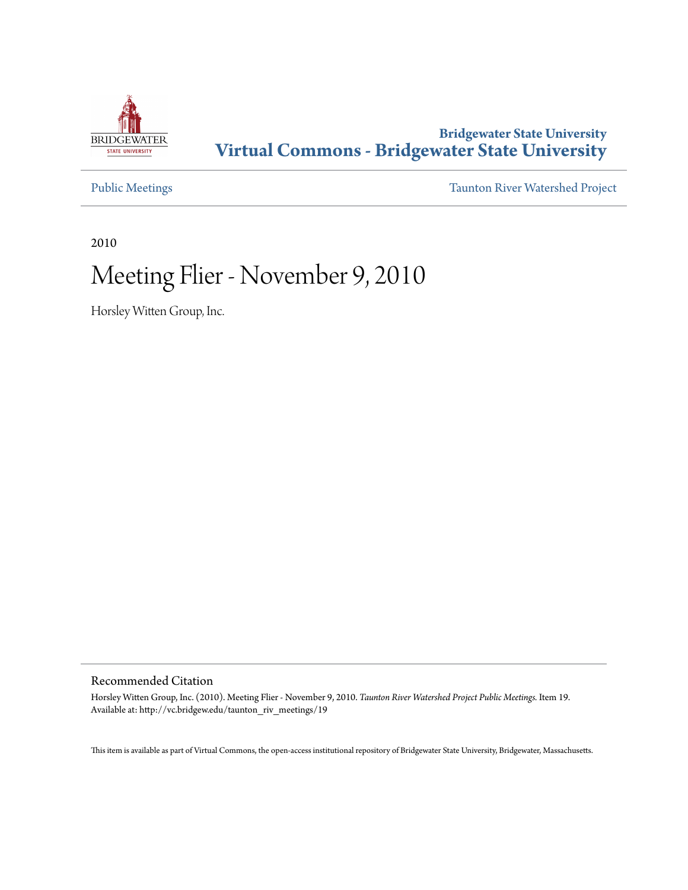**Bridgewater State University**
**Virtual Commons - Bridgewater State University**

Public Meetings | Taunton River Watershed Project

2010

# Meeting Flier - November 9, 2010

Horsley Witten Group, Inc.

## Recommended Citation

Horsley Witten Group, Inc. (2010). Meeting Flier - November 9, 2010. *Taunton River Watershed Project Public Meetings.* Item 19.
Available at: http://vc.bridgew.edu/taunton_riv_meetings/19

This item is available as part of Virtual Commons, the open-access institutional repository of Bridgewater State University, Bridgewater, Massachusetts.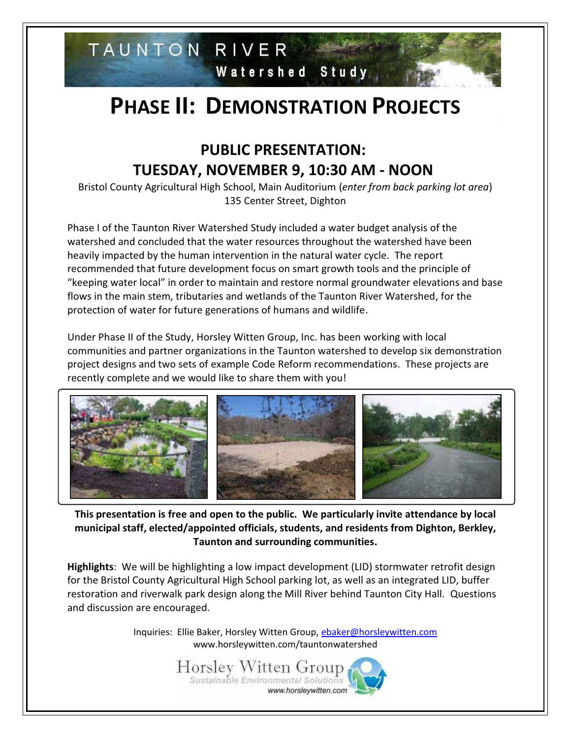TAUNTON RIVER

Watershed Study

# PHASE II: DEMONSTRATION PROJECTS

## PUBLIC PRESENTATION:
## TUESDAY, NOVEMBER 9, 10:30 AM - NOON

Bristol County Agricultural High School, Main Auditorium (*enter from back parking lot area*)
135 Center Street, Dighton

Phase I of the Taunton River Watershed Study included a water budget analysis of the watershed and concluded that the water resources throughout the watershed have been heavily impacted by the human intervention in the natural water cycle. The report recommended that future development focus on smart growth tools and the principle of "keeping water local" in order to maintain and restore normal groundwater elevations and base flows in the main stem, tributaries and wetlands of the Taunton River Watershed, for the protection of water for future generations of humans and wildlife.

Under Phase II of the Study, Horsley Witten Group, Inc. has been working with local communities and partner organizations in the Taunton watershed to develop six demonstration project designs and two sets of example Code Reform recommendations. These projects are recently complete and we would like to share them with you!

**This presentation is free and open to the public. We particularly invite attendance by local municipal staff, elected/appointed officials, students, and residents from Dighton, Berkley, Taunton and surrounding communities.**

**Highlights**: We will be highlighting a low impact development (LID) stormwater retrofit design for the Bristol County Agricultural High School parking lot, as well as an integrated LID, buffer restoration and riverwalk park design along the Mill River behind Taunton City Hall. Questions and discussion are encouraged.

Inquiries: Ellie Baker, Horsley Witten Group, ebaker@horsleywitten.com
www.horsleywitten.com/tauntonwatershed

Horsley Witten Group
Sustainable Environmental Solutions
www.horsleywitten.com